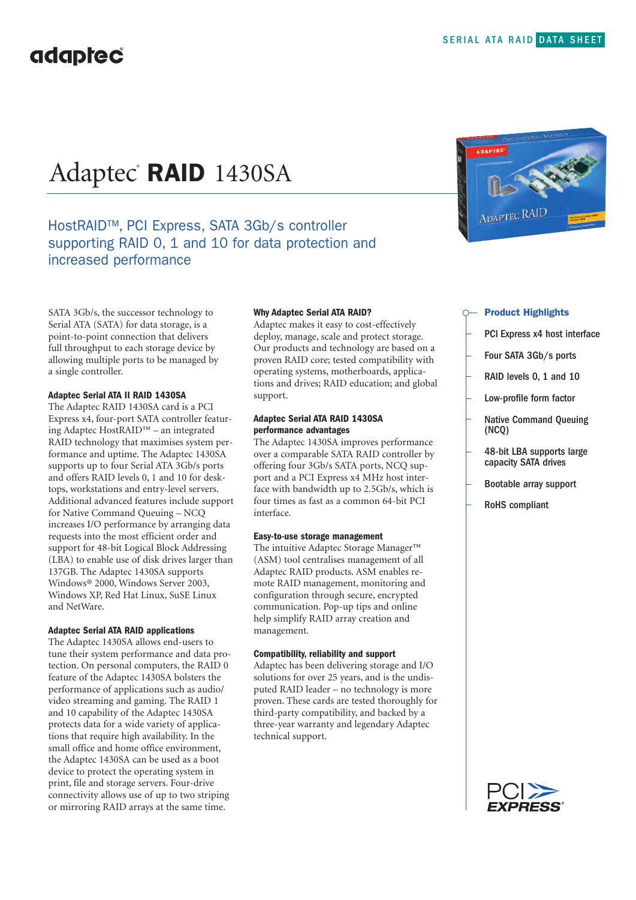SERIAL ATA RAID DATA SHEET

# Adaptec® RAID 1430SA

## HostRAID™, PCI Express, SATA 3Gb/s controller supporting RAID 0, 1 and 10 for data protection and increased performance

SATA 3Gb/s, the successor technology to Serial ATA (SATA) for data storage, is a point-to-point connection that delivers full throughput to each storage device by allowing multiple ports to be managed by a single controller.

### Adaptec Serial ATA II RAID 1430SA

The Adaptec RAID 1430SA card is a PCI Express x4, four-port SATA controller featuring Adaptec HostRAID™ – an integrated RAID technology that maximises system performance and uptime. The Adaptec 1430SA supports up to four Serial ATA 3Gb/s ports and offers RAID levels 0, 1 and 10 for desktops, workstations and entry-level servers. Additional advanced features include support for Native Command Queuing – NCQ increases I/O performance by arranging data requests into the most efficient order and support for 48-bit Logical Block Addressing (LBA) to enable use of disk drives larger than 137GB. The Adaptec 1430SA supports Windows® 2000, Windows Server 2003, Windows XP, Red Hat Linux, SuSE Linux and NetWare.

### Adaptec Serial ATA RAID applications

The Adaptec 1430SA allows end-users to tune their system performance and data protection. On personal computers, the RAID 0 feature of the Adaptec 1430SA bolsters the performance of applications such as audio/ video streaming and gaming. The RAID 1 and 10 capability of the Adaptec 1430SA protects data for a wide variety of applications that require high availability. In the small office and home office environment, the Adaptec 1430SA can be used as a boot device to protect the operating system in print, file and storage servers. Four-drive connectivity allows use of up to two striping or mirroring RAID arrays at the same time.

### Why Adaptec Serial ATA RAID?

Adaptec makes it easy to cost-effectively deploy, manage, scale and protect storage. Our products and technology are based on a proven RAID core; tested compatibility with operating systems, motherboards, applications and drives; RAID education; and global support.

### Adaptec Serial ATA RAID 1430SA performance advantages

The Adaptec 1430SA improves performance over a comparable SATA RAID controller by offering four 3Gb/s SATA ports, NCQ support and a PCI Express x4 MHz host interface with bandwidth up to 2.5Gb/s, which is four times as fast as a common 64-bit PCI interface.

### Easy-to-use storage management

The intuitive Adaptec Storage Manager™ (ASM) tool centralises management of all Adaptec RAID products. ASM enables remote RAID management, monitoring and configuration through secure, encrypted communication. Pop-up tips and online help simplify RAID array creation and management.

### Compatibility, reliability and support

Adaptec has been delivering storage and I/O solutions for over 25 years, and is the undisputed RAID leader – no technology is more proven. These cards are tested thoroughly for third-party compatibility, and backed by a three-year warranty and legendary Adaptec technical support.

### Product Highlights

- PCI Express x4 host interface
- Four SATA 3Gb/s ports
- RAID levels 0, 1 and 10
- Low-profile form factor
- Native Command Queuing (NCQ)
- 48-bit LBA supports large capacity SATA drives
- Bootable array support
- RoHS compliant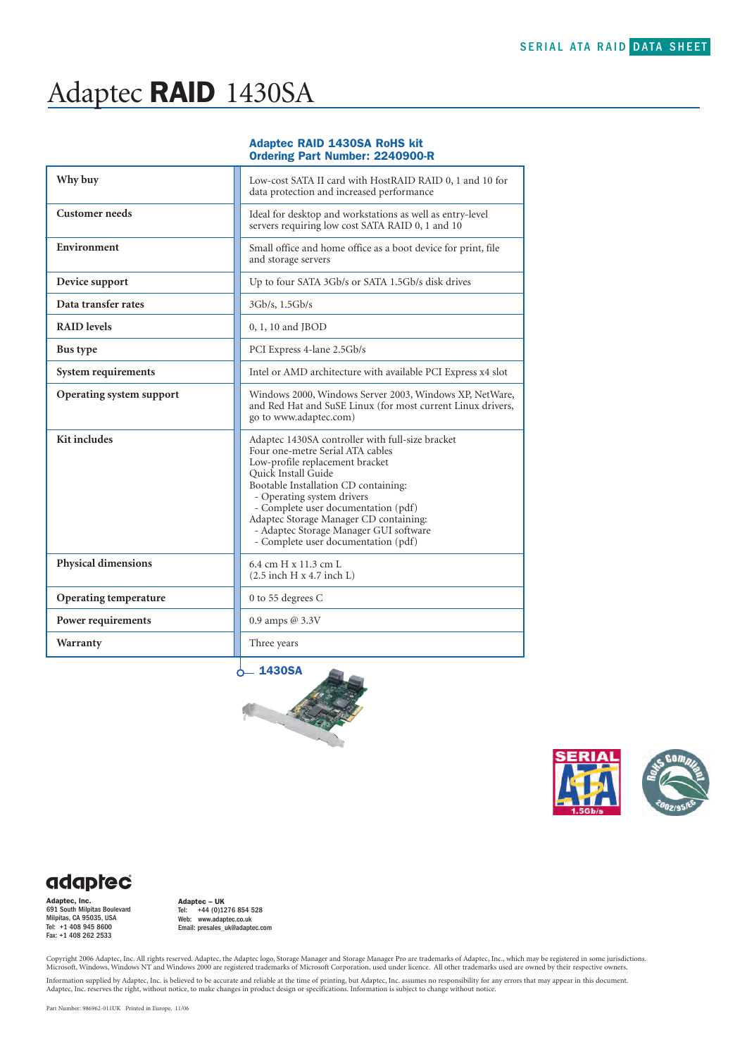# Adaptec **RAID** 1430SA

**Adaptec RAID 1430SA RoHS kit**
**Ordering Part Number: 2240900-R**

| | |
|---|---|
| **Why buy** | Low-cost SATA II card with HostRAID RAID 0, 1 and 10 for data protection and increased performance |
| **Customer needs** | Ideal for desktop and workstations as well as entry-level servers requiring low cost SATA RAID 0, 1 and 10 |
| **Environment** | Small office and home office as a boot device for print, file and storage servers |
| **Device support** | Up to four SATA 3Gb/s or SATA 1.5Gb/s disk drives |
| **Data transfer rates** | 3Gb/s, 1.5Gb/s |
| **RAID levels** | 0, 1, 10 and JBOD |
| **Bus type** | PCI Express 4-lane 2.5Gb/s |
| **System requirements** | Intel or AMD architecture with available PCI Express x4 slot |
| **Operating system support** | Windows 2000, Windows Server 2003, Windows XP, NetWare, and Red Hat and SuSE Linux (for most current Linux drivers, go to www.adaptec.com) |
| **Kit includes** | Adaptec 1430SA controller with full-size bracket<br>Four one-metre Serial ATA cables<br>Low-profile replacement bracket<br>Quick Install Guide<br>Bootable Installation CD containing:<br>- Operating system drivers<br>- Complete user documentation (pdf)<br>Adaptec Storage Manager CD containing:<br>- Adaptec Storage Manager GUI software<br>- Complete user documentation (pdf) |
| **Physical dimensions** | 6.4 cm H x 11.3 cm L<br>(2.5 inch H x 4.7 inch L) |
| **Operating temperature** | 0 to 55 degrees C |
| **Power requirements** | 0.9 amps @ 3.3V |
| **Warranty** | Three years |

1430SA

**Adaptec, Inc.**
691 South Milpitas Boulevard
Milpitas, CA 95035, USA
Tel: +1 408 945 8600
Fax: +1 408 262 2533

**Adaptec – UK**
Tel: +44 (0)1276 854 528
Web: www.adaptec.co.uk
Email: presales_uk@adaptec.com

Copyright 2006 Adaptec, Inc. All rights reserved. Adaptec, the Adaptec logo, Storage Manager and Storage Manager Pro are trademarks of Adaptec, Inc., which may be registered in some jurisdictions. Microsoft, Windows, Windows NT and Windows 2000 are registered trademarks of Microsoft Corporation, used under licence. All other trademarks used are owned by their respective owners.

Information supplied by Adaptec, Inc. is believed to be accurate and reliable at the time of printing, but Adaptec, Inc. assumes no responsibility for any errors that may appear in this document. Adaptec, Inc. reserves the right, without notice, to make changes in product design or specifications. Information is subject to change without notice.

Part Number: 986962-011UK Printed in Europe. 11/06